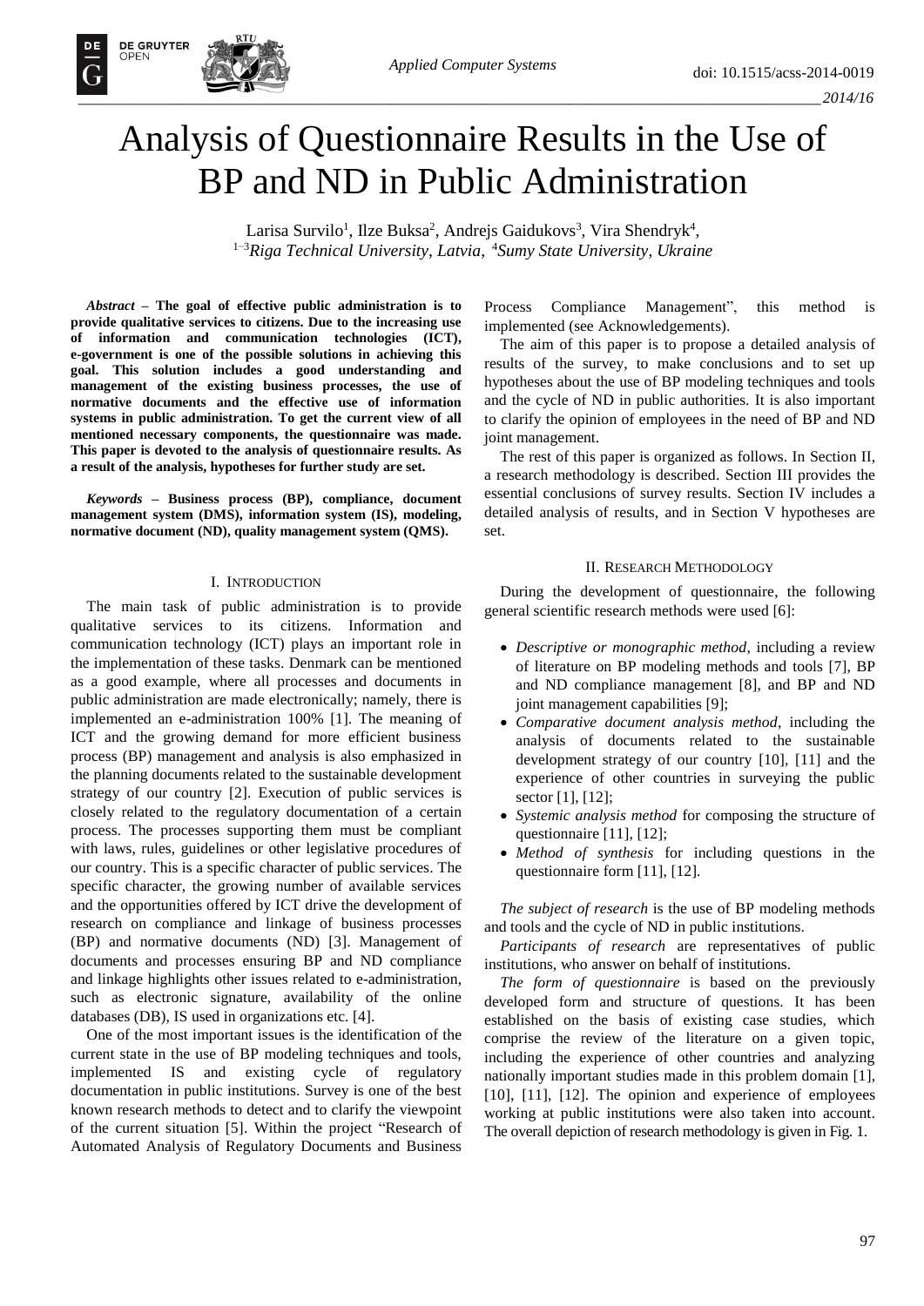# Analysis of Questionnaire Results in the Use of BP and ND in Public Administration

Larisa Survilo[1], Ilze Buksa[2], Andrejs Gaidukovs[3], Vira Shendryk[4],
[1–3]*Riga Technical University, Latvia*, [4]*Sumy State University, Ukraine*

***Abstract*** **– The goal of effective public administration is to provide qualitative services to citizens. Due to the increasing use of information and communication technologies (ICT), e-government is one of the possible solutions in achieving this goal. This solution includes a good understanding and management of the existing business processes, the use of normative documents and the effective use of information systems in public administration. To get the current view of all mentioned necessary components, the questionnaire was made. This paper is devoted to the analysis of questionnaire results. As a result of the analysis, hypotheses for further study are set.**

***Keywords*** **– Business process (BP), compliance, document management system (DMS), information system (IS), modeling, normative document (ND), quality management system (QMS).**

## I. Introduction

The main task of public administration is to provide qualitative services to its citizens. Information and communication technology (ICT) plays an important role in the implementation of these tasks. Denmark can be mentioned as a good example, where all processes and documents in public administration are made electronically; namely, there is implemented an e-administration 100% [1]. The meaning of ICT and the growing demand for more efficient business process (BP) management and analysis is also emphasized in the planning documents related to the sustainable development strategy of our country [2]. Execution of public services is closely related to the regulatory documentation of a certain process. The processes supporting them must be compliant with laws, rules, guidelines or other legislative procedures of our country. This is a specific character of public services. The specific character, the growing number of available services and the opportunities offered by ICT drive the development of research on compliance and linkage of business processes (BP) and normative documents (ND) [3]. Management of documents and processes ensuring BP and ND compliance and linkage highlights other issues related to e-administration, such as electronic signature, availability of the online databases (DB), IS used in organizations etc. [4].

One of the most important issues is the identification of the current state in the use of BP modeling techniques and tools, implemented IS and existing cycle of regulatory documentation in public institutions. Survey is one of the best known research methods to detect and to clarify the viewpoint of the current situation [5]. Within the project "Research of Automated Analysis of Regulatory Documents and Business Process Compliance Management", this method is implemented (see Acknowledgements).

The aim of this paper is to propose a detailed analysis of results of the survey, to make conclusions and to set up hypotheses about the use of BP modeling techniques and tools and the cycle of ND in public authorities. It is also important to clarify the opinion of employees in the need of BP and ND joint management.

The rest of this paper is organized as follows. In Section II, a research methodology is described. Section III provides the essential conclusions of survey results. Section IV includes a detailed analysis of results, and in Section V hypotheses are set.

## II. Research Methodology

During the development of questionnaire, the following general scientific research methods were used [6]:

- *Descriptive or monographic method*, including a review of literature on BP modeling methods and tools [7], BP and ND compliance management [8], and BP and ND joint management capabilities [9];
- *Comparative document analysis method*, including the analysis of documents related to the sustainable development strategy of our country [10], [11] and the experience of other countries in surveying the public sector [1], [12];
- *Systemic analysis method* for composing the structure of questionnaire [11], [12];
- *Method of synthesis* for including questions in the questionnaire form [11], [12].

*The subject of research* is the use of BP modeling methods and tools and the cycle of ND in public institutions.

*Participants of research* are representatives of public institutions, who answer on behalf of institutions.

*The form of questionnaire* is based on the previously developed form and structure of questions. It has been established on the basis of existing case studies, which comprise the review of the literature on a given topic, including the experience of other countries and analyzing nationally important studies made in this problem domain [1], [10], [11], [12]. The opinion and experience of employees working at public institutions were also taken into account. The overall depiction of research methodology is given in Fig. 1.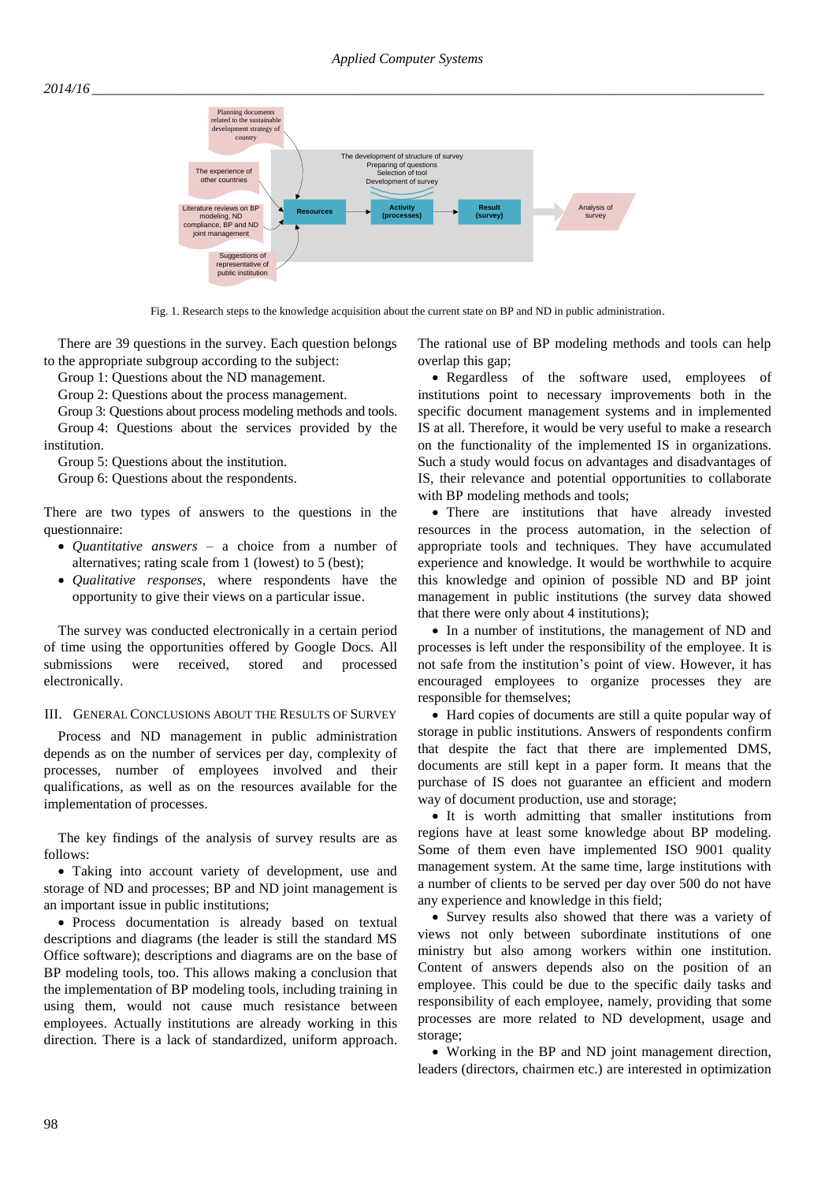Fig. 1. Research steps to the knowledge acquisition about the current state on BP and ND in public administration.

There are 39 questions in the survey. Each question belongs to the appropriate subgroup according to the subject:

Group 1: Questions about the ND management.

Group 2: Questions about the process management.

Group 3: Questions about process modeling methods and tools.

Group 4: Questions about the services provided by the institution.

Group 5: Questions about the institution.

Group 6: Questions about the respondents.

There are two types of answers to the questions in the questionnaire:

- *Quantitative answers* – a choice from a number of alternatives; rating scale from 1 (lowest) to 5 (best);
- *Qualitative responses*, where respondents have the opportunity to give their views on a particular issue.

The survey was conducted electronically in a certain period of time using the opportunities offered by Google Docs. All submissions were received, stored and processed electronically.

## III. General Conclusions about the Results of Survey

Process and ND management in public administration depends as on the number of services per day, complexity of processes, number of employees involved and their qualifications, as well as on the resources available for the implementation of processes.

The key findings of the analysis of survey results are as follows:

- Taking into account variety of development, use and storage of ND and processes; BP and ND joint management is an important issue in public institutions;
- Process documentation is already based on textual descriptions and diagrams (the leader is still the standard MS Office software); descriptions and diagrams are on the base of BP modeling tools, too. This allows making a conclusion that the implementation of BP modeling tools, including training in using them, would not cause much resistance between employees. Actually institutions are already working in this direction. There is a lack of standardized, uniform approach. The rational use of BP modeling methods and tools can help overlap this gap;
- Regardless of the software used, employees of institutions point to necessary improvements both in the specific document management systems and in implemented IS at all. Therefore, it would be very useful to make a research on the functionality of the implemented IS in organizations. Such a study would focus on advantages and disadvantages of IS, their relevance and potential opportunities to collaborate with BP modeling methods and tools;
- There are institutions that have already invested resources in the process automation, in the selection of appropriate tools and techniques. They have accumulated experience and knowledge. It would be worthwhile to acquire this knowledge and opinion of possible ND and BP joint management in public institutions (the survey data showed that there were only about 4 institutions);
- In a number of institutions, the management of ND and processes is left under the responsibility of the employee. It is not safe from the institution's point of view. However, it has encouraged employees to organize processes they are responsible for themselves;
- Hard copies of documents are still a quite popular way of storage in public institutions. Answers of respondents confirm that despite the fact that there are implemented DMS, documents are still kept in a paper form. It means that the purchase of IS does not guarantee an efficient and modern way of document production, use and storage;
- It is worth admitting that smaller institutions from regions have at least some knowledge about BP modeling. Some of them even have implemented ISO 9001 quality management system. At the same time, large institutions with a number of clients to be served per day over 500 do not have any experience and knowledge in this field;
- Survey results also showed that there was a variety of views not only between subordinate institutions of one ministry but also among workers within one institution. Content of answers depends also on the position of an employee. This could be due to the specific daily tasks and responsibility of each employee, namely, providing that some processes are more related to ND development, usage and storage;
- Working in the BP and ND joint management direction, leaders (directors, chairmen etc.) are interested in optimization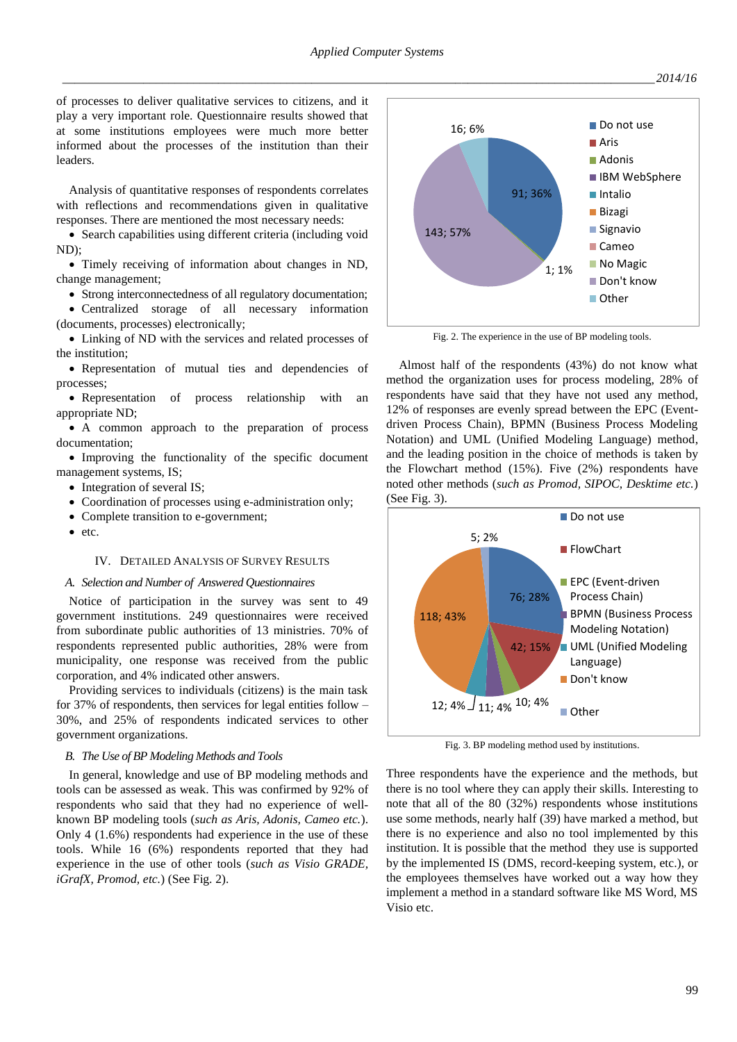of processes to deliver qualitative services to citizens, and it play a very important role. Questionnaire results showed that at some institutions employees were much more better informed about the processes of the institution than their leaders.

Analysis of quantitative responses of respondents correlates with reflections and recommendations given in qualitative responses. There are mentioned the most necessary needs:

- Search capabilities using different criteria (including void ND);
- Timely receiving of information about changes in ND, change management;
- Strong interconnectedness of all regulatory documentation;
- Centralized storage of all necessary information (documents, processes) electronically;
- Linking of ND with the services and related processes of the institution;
- Representation of mutual ties and dependencies of processes;
- Representation of process relationship with an appropriate ND;
- A common approach to the preparation of process documentation;
- Improving the functionality of the specific document management systems, IS;
- Integration of several IS;
- Coordination of processes using e-administration only;
- Complete transition to e-government;
- etc.

## IV. Detailed Analysis of Survey Results

### A. Selection and Number of Answered Questionnaires

Notice of participation in the survey was sent to 49 government institutions. 249 questionnaires were received from subordinate public authorities of 13 ministries. 70% of respondents represented public authorities, 28% were from municipality, one response was received from the public corporation, and 4% indicated other answers.

Providing services to individuals (citizens) is the main task for 37% of respondents, then services for legal entities follow – 30%, and 25% of respondents indicated services to other government organizations.

### B. The Use of BP Modeling Methods and Tools

In general, knowledge and use of BP modeling methods and tools can be assessed as weak. This was confirmed by 92% of respondents who said that they had no experience of well-known BP modeling tools (*such as Aris, Adonis, Cameo etc.*). Only 4 (1.6%) respondents had experience in the use of these tools. While 16 (6%) respondents reported that they had experience in the use of other tools (*such as Visio GRADE, iGrafX, Promod, etc.*) (See Fig. 2).

Fig. 2. The experience in the use of BP modeling tools.

Almost half of the respondents (43%) do not know what method the organization uses for process modeling, 28% of respondents have said that they have not used any method, 12% of responses are evenly spread between the EPC (Event-driven Process Chain), BPMN (Business Process Modeling Notation) and UML (Unified Modeling Language) method, and the leading position in the choice of methods is taken by the Flowchart method (15%). Five (2%) respondents have noted other methods (*such as Promod, SIPOC, Desktime etc.*) (See Fig. 3).

Fig. 3. BP modeling method used by institutions.

Three respondents have the experience and the methods, but there is no tool where they can apply their skills. Interesting to note that all of the 80 (32%) respondents whose institutions use some methods, nearly half (39) have marked a method, but there is no experience and also no tool implemented by this institution. It is possible that the method they use is supported by the implemented IS (DMS, record-keeping system, etc.), or the employees themselves have worked out a way how they implement a method in a standard software like MS Word, MS Visio etc.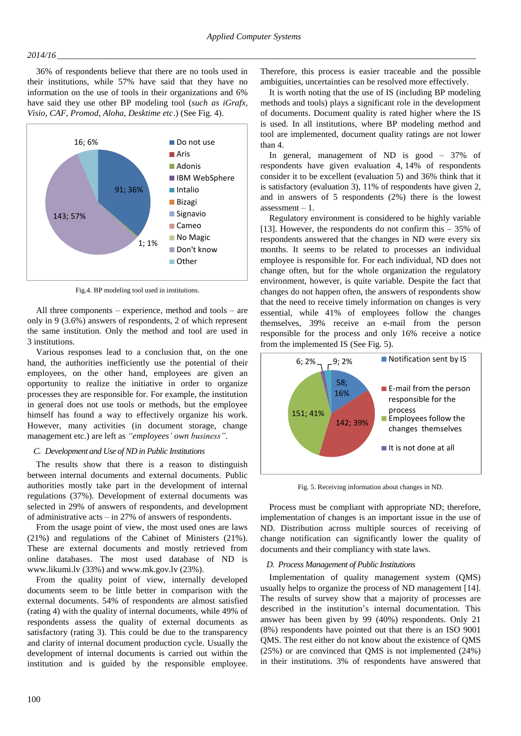36% of respondents believe that there are no tools used in their institutions, while 57% have said that they have no information on the use of tools in their organizations and 6% have said they use other BP modeling tool (*such as iGrafx, Visio, CAF, Promod, Aloha, Desktime etc*.) (See Fig. 4).

Fig.4. BP modeling tool used in institutions.

All three components – experience, method and tools – are only in 9 (3.6%) answers of respondents, 2 of which represent the same institution. Only the method and tool are used in 3 institutions.

Various responses lead to a conclusion that, on the one hand, the authorities inefficiently use the potential of their employees, on the other hand, employees are given an opportunity to realize the initiative in order to organize processes they are responsible for. For example, the institution in general does not use tools or methods, but the employee himself has found a way to effectively organize his work. However, many activities (in document storage, change management etc.) are left as *"employees' own business"*.

### C. Development and Use of ND in Public Institutions

The results show that there is a reason to distinguish between internal documents and external documents. Public authorities mostly take part in the development of internal regulations (37%). Development of external documents was selected in 29% of answers of respondents, and development of administrative acts – in 27% of answers of respondents.

From the usage point of view, the most used ones are laws (21%) and regulations of the Cabinet of Ministers (21%). These are external documents and mostly retrieved from online databases. The most used database of ND is www.likumi.lv (33%) and www.mk.gov.lv (23%).

From the quality point of view, internally developed documents seem to be little better in comparison with the external documents. 54% of respondents are almost satisfied (rating 4) with the quality of internal documents, while 49% of respondents assess the quality of external documents as satisfactory (rating 3). This could be due to the transparency and clarity of internal document production cycle. Usually the development of internal documents is carried out within the institution and is guided by the responsible employee. Therefore, this process is easier traceable and the possible ambiguities, uncertainties can be resolved more effectively.

It is worth noting that the use of IS (including BP modeling methods and tools) plays a significant role in the development of documents. Document quality is rated higher where the IS is used. In all institutions, where BP modeling method and tool are implemented, document quality ratings are not lower than 4.

In general, management of ND is good – 37% of respondents have given evaluation 4, 14% of respondents consider it to be excellent (evaluation 5) and 36% think that it is satisfactory (evaluation 3), 11% of respondents have given 2, and in answers of 5 respondents (2%) there is the lowest assessment – 1.

Regulatory environment is considered to be highly variable [13]. However, the respondents do not confirm this – 35% of respondents answered that the changes in ND were every six months. It seems to be related to processes an individual employee is responsible for. For each individual, ND does not change often, but for the whole organization the regulatory environment, however, is quite variable. Despite the fact that changes do not happen often, the answers of respondents show that the need to receive timely information on changes is very essential, while 41% of employees follow the changes themselves, 39% receive an e-mail from the person responsible for the process and only 16% receive a notice from the implemented IS (See Fig. 5).

Fig. 5. Receiving information about changes in ND.

Process must be compliant with appropriate ND; therefore, implementation of changes is an important issue in the use of ND. Distribution across multiple sources of receiving of change notification can significantly lower the quality of documents and their compliancy with state laws.

### D. Process Management of Public Institutions

Implementation of quality management system (QMS) usually helps to organize the process of ND management [14]. The results of survey show that a majority of processes are described in the institution's internal documentation. This answer has been given by 99 (40%) respondents. Only 21 (8%) respondents have pointed out that there is an ISO 9001 QMS. The rest either do not know about the existence of QMS (25%) or are convinced that QMS is not implemented (24%) in their institutions. 3% of respondents have answered that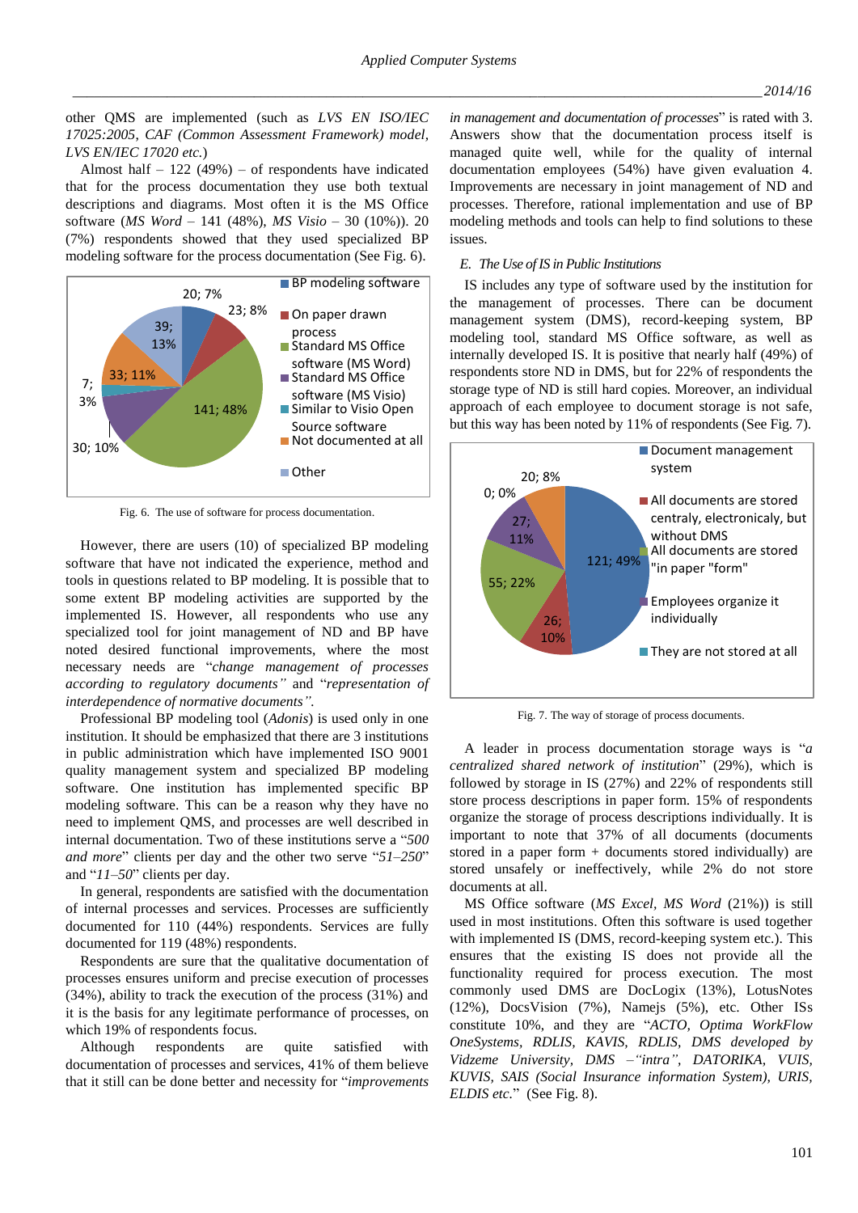other QMS are implemented (such as *LVS EN ISO/IEC 17025:2005*, *CAF (Common Assessment Framework) model*, *LVS EN/IEC 17020 etc.*)

Almost half – 122 (49%) – of respondents have indicated that for the process documentation they use both textual descriptions and diagrams. Most often it is the MS Office software (*MS Word* – 141 (48%), *MS Visio* – 30 (10%)). 20 (7%) respondents showed that they used specialized BP modeling software for the process documentation (See Fig. 6).

Fig. 6. The use of software for process documentation.

However, there are users (10) of specialized BP modeling software that have not indicated the experience, method and tools in questions related to BP modeling. It is possible that to some extent BP modeling activities are supported by the implemented IS. However, all respondents who use any specialized tool for joint management of ND and BP have noted desired functional improvements, where the most necessary needs are "*change management of processes according to regulatory documents*" and "*representation of interdependence of normative documents*".

Professional BP modeling tool (*Adonis*) is used only in one institution. It should be emphasized that there are 3 institutions in public administration which have implemented ISO 9001 quality management system and specialized BP modeling software. One institution has implemented specific BP modeling software. This can be a reason why they have no need to implement QMS, and processes are well described in internal documentation. Two of these institutions serve a "*500 and more*" clients per day and the other two serve "*51–250*" and "*11–50*" clients per day.

In general, respondents are satisfied with the documentation of internal processes and services. Processes are sufficiently documented for 110 (44%) respondents. Services are fully documented for 119 (48%) respondents.

Respondents are sure that the qualitative documentation of processes ensures uniform and precise execution of processes (34%), ability to track the execution of the process (31%) and it is the basis for any legitimate performance of processes, on which 19% of respondents focus.

Although respondents are quite satisfied with documentation of processes and services, 41% of them believe that it still can be done better and necessity for "*improvements in management and documentation of processes*" is rated with 3. Answers show that the documentation process itself is managed quite well, while for the quality of internal documentation employees (54%) have given evaluation 4. Improvements are necessary in joint management of ND and processes. Therefore, rational implementation and use of BP modeling methods and tools can help to find solutions to these issues.

### *E. The Use of IS in Public Institutions*

IS includes any type of software used by the institution for the management of processes. There can be document management system (DMS), record-keeping system, BP modeling tool, standard MS Office software, as well as internally developed IS. It is positive that nearly half (49%) of respondents store ND in DMS, but for 22% of respondents the storage type of ND is still hard copies. Moreover, an individual approach of each employee to document storage is not safe, but this way has been noted by 11% of respondents (See Fig. 7).

Fig. 7. The way of storage of process documents.

A leader in process documentation storage ways is "*a centralized shared network of institution*" (29%), which is followed by storage in IS (27%) and 22% of respondents still store process descriptions in paper form. 15% of respondents organize the storage of process descriptions individually. It is important to note that 37% of all documents (documents stored in a paper form + documents stored individually) are stored unsafely or ineffectively, while 2% do not store documents at all.

MS Office software (*MS Excel*, *MS Word* (21%)) is still used in most institutions. Often this software is used together with implemented IS (DMS, record-keeping system etc.). This ensures that the existing IS does not provide all the functionality required for process execution. The most commonly used DMS are DocLogix (13%), LotusNotes (12%), DocsVision (7%), Namejs (5%), etc. Other ISs constitute 10%, and they are "*ACTO, Optima WorkFlow OneSystems, RDLIS, KAVIS, RDLIS, DMS developed by Vidzeme University, DMS –"intra", DATORIKA, VUIS, KUVIS, SAIS (Social Insurance information System), URIS, ELDIS etc.*" (See Fig. 8).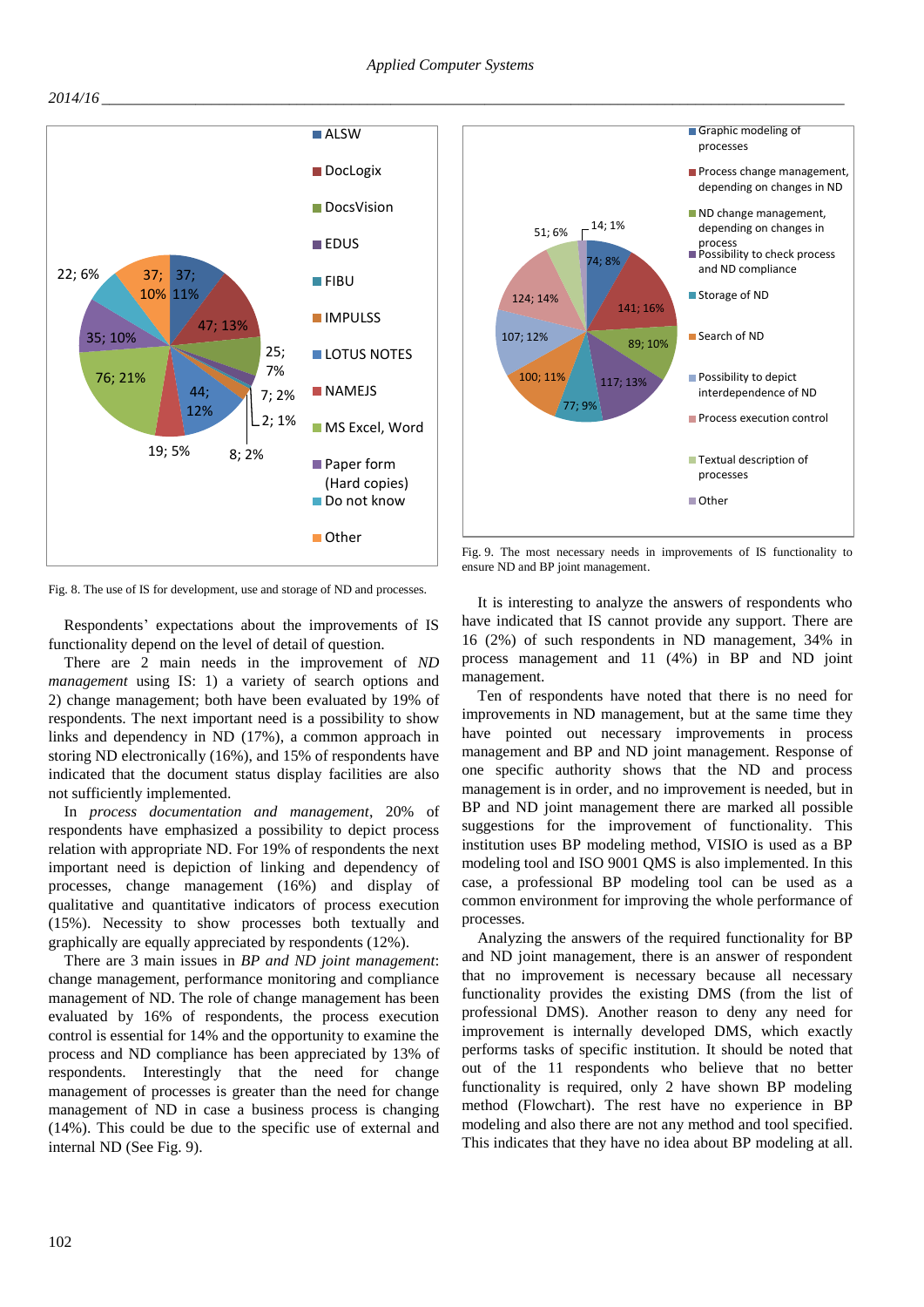Fig. 8. The use of IS for development, use and storage of ND and processes.

Respondents' expectations about the improvements of IS functionality depend on the level of detail of question.

There are 2 main needs in the improvement of *ND management* using IS: 1) a variety of search options and 2) change management; both have been evaluated by 19% of respondents. The next important need is a possibility to show links and dependency in ND (17%), a common approach in storing ND electronically (16%), and 15% of respondents have indicated that the document status display facilities are also not sufficiently implemented.

In *process documentation and management*, 20% of respondents have emphasized a possibility to depict process relation with appropriate ND. For 19% of respondents the next important need is depiction of linking and dependency of processes, change management (16%) and display of qualitative and quantitative indicators of process execution (15%). Necessity to show processes both textually and graphically are equally appreciated by respondents (12%).

There are 3 main issues in *BP and ND joint management*: change management, performance monitoring and compliance management of ND. The role of change management has been evaluated by 16% of respondents, the process execution control is essential for 14% and the opportunity to examine the process and ND compliance has been appreciated by 13% of respondents. Interestingly that the need for change management of processes is greater than the need for change management of ND in case a business process is changing (14%). This could be due to the specific use of external and internal ND (See Fig. 9).

Fig. 9. The most necessary needs in improvements of IS functionality to ensure ND and BP joint management.

It is interesting to analyze the answers of respondents who have indicated that IS cannot provide any support. There are 16 (2%) of such respondents in ND management, 34% in process management and 11 (4%) in BP and ND joint management.

Ten of respondents have noted that there is no need for improvements in ND management, but at the same time they have pointed out necessary improvements in process management and BP and ND joint management. Response of one specific authority shows that the ND and process management is in order, and no improvement is needed, but in BP and ND joint management there are marked all possible suggestions for the improvement of functionality. This institution uses BP modeling method, VISIO is used as a BP modeling tool and ISO 9001 QMS is also implemented. In this case, a professional BP modeling tool can be used as a common environment for improving the whole performance of processes.

Analyzing the answers of the required functionality for BP and ND joint management, there is an answer of respondent that no improvement is necessary because all necessary functionality provides the existing DMS (from the list of professional DMS). Another reason to deny any need for improvement is internally developed DMS, which exactly performs tasks of specific institution. It should be noted that out of the 11 respondents who believe that no better functionality is required, only 2 have shown BP modeling method (Flowchart). The rest have no experience in BP modeling and also there are not any method and tool specified. This indicates that they have no idea about BP modeling at all.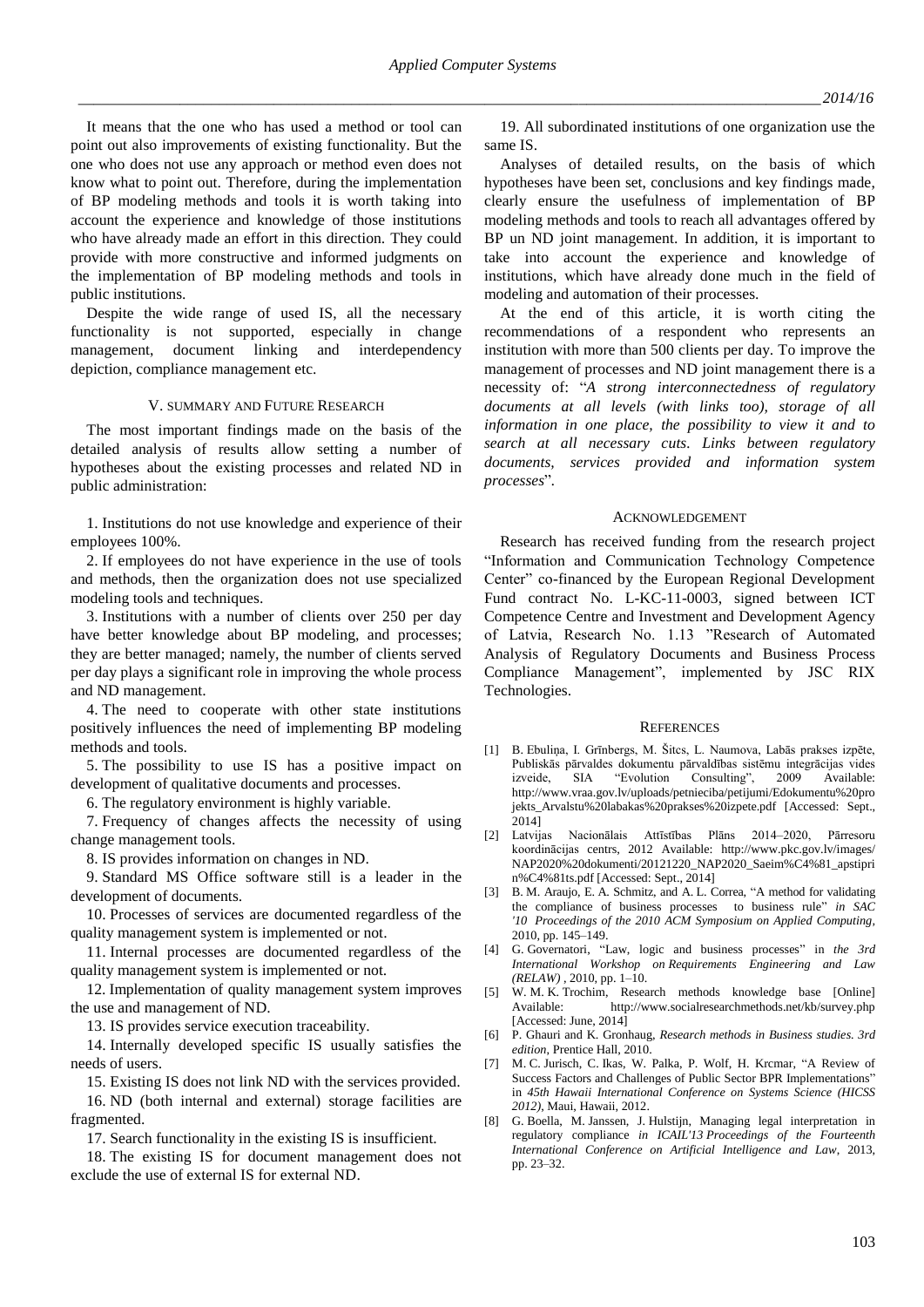It means that the one who has used a method or tool can point out also improvements of existing functionality. But the one who does not use any approach or method even does not know what to point out. Therefore, during the implementation of BP modeling methods and tools it is worth taking into account the experience and knowledge of those institutions who have already made an effort in this direction. They could provide with more constructive and informed judgments on the implementation of BP modeling methods and tools in public institutions.

Despite the wide range of used IS, all the necessary functionality is not supported, especially in change management, document linking and interdependency depiction, compliance management etc.

## V. Summary and Future Research

The most important findings made on the basis of the detailed analysis of results allow setting a number of hypotheses about the existing processes and related ND in public administration:

1. Institutions do not use knowledge and experience of their employees 100%.
2. If employees do not have experience in the use of tools and methods, then the organization does not use specialized modeling tools and techniques.
3. Institutions with a number of clients over 250 per day have better knowledge about BP modeling, and processes; they are better managed; namely, the number of clients served per day plays a significant role in improving the whole process and ND management.
4. The need to cooperate with other state institutions positively influences the need of implementing BP modeling methods and tools.
5. The possibility to use IS has a positive impact on development of qualitative documents and processes.
6. The regulatory environment is highly variable.
7. Frequency of changes affects the necessity of using change management tools.
8. IS provides information on changes in ND.
9. Standard MS Office software still is a leader in the development of documents.
10. Processes of services are documented regardless of the quality management system is implemented or not.
11. Internal processes are documented regardless of the quality management system is implemented or not.
12. Implementation of quality management system improves the use and management of ND.
13. IS provides service execution traceability.
14. Internally developed specific IS usually satisfies the needs of users.
15. Existing IS does not link ND with the services provided.
16. ND (both internal and external) storage facilities are fragmented.
17. Search functionality in the existing IS is insufficient.
18. The existing IS for document management does not exclude the use of external IS for external ND.
19. All subordinated institutions of one organization use the same IS.

Analyses of detailed results, on the basis of which hypotheses have been set, conclusions and key findings made, clearly ensure the usefulness of implementation of BP modeling methods and tools to reach all advantages offered by BP un ND joint management. In addition, it is important to take into account the experience and knowledge of institutions, which have already done much in the field of modeling and automation of their processes.

At the end of this article, it is worth citing the recommendations of a respondent who represents an institution with more than 500 clients per day. To improve the management of processes and ND joint management there is a necessity of: "*A strong interconnectedness of regulatory documents at all levels (with links too), storage of all information in one place, the possibility to view it and to search at all necessary cuts. Links between regulatory documents, services provided and information system processes*".

## Acknowledgement

Research has received funding from the research project "Information and Communication Technology Competence Center" co-financed by the European Regional Development Fund contract No. L-KC-11-0003, signed between ICT Competence Centre and Investment and Development Agency of Latvia, Research No. 1.13 "Research of Automated Analysis of Regulatory Documents and Business Process Compliance Management", implemented by JSC RIX Technologies.

## References

[1] B. Ebuliņa, I. Grīnbergs, M. Šitcs, L. Naumova, Labās prakses izpēte, Publiskās pārvaldes dokumentu pārvaldības sistēmu integrācijas vides izveide, SIA "Evolution Consulting", 2009 Available: http://www.vraa.gov.lv/uploads/petnieciba/petijumi/Edokumentu%20projekts_Arvalstu%20labakas%20prakses%20izpete.pdf [Accessed: Sept., 2014]

[2] Latvijas Nacionālais Attīstības Plāns 2014–2020, Pārresoru koordinācijas centrs, 2012 Available: http://www.pkc.gov.lv/images/NAP2020%20dokumenti/20121220_NAP2020_Saeim%C4%81_apstiprin%C4%81ts.pdf [Accessed: Sept., 2014]

[3] B. M. Araujo, E. A. Schmitz, and A. L. Correa, "A method for validating the compliance of business processes to business rule" *in SAC '10 Proceedings of the 2010 ACM Symposium on Applied Computing*, 2010, pp. 145–149.

[4] G. Governatori, "Law, logic and business processes" in *the 3rd International Workshop on Requirements Engineering and Law (RELAW)* , 2010, pp. 1–10.

[5] W. M. K. Trochim, Research methods knowledge base [Online] Available: http://www.socialresearchmethods.net/kb/survey.php [Accessed: June, 2014]

[6] P. Ghauri and K. Gronhaug, *Research methods in Business studies. 3rd edition*, Prentice Hall, 2010.

[7] M. C. Jurisch, C. Ikas, W. Palka, P. Wolf, H. Krcmar, "A Review of Success Factors and Challenges of Public Sector BPR Implementations" in *45th Hawaii International Conference on Systems Science (HICSS 2012)*, Maui, Hawaii, 2012.

[8] G. Boella, M. Janssen, J. Hulstijn, Managing legal interpretation in regulatory compliance *in ICAIL'13 Proceedings of the Fourteenth International Conference on Artificial Intelligence and Law*, 2013, pp. 23–32.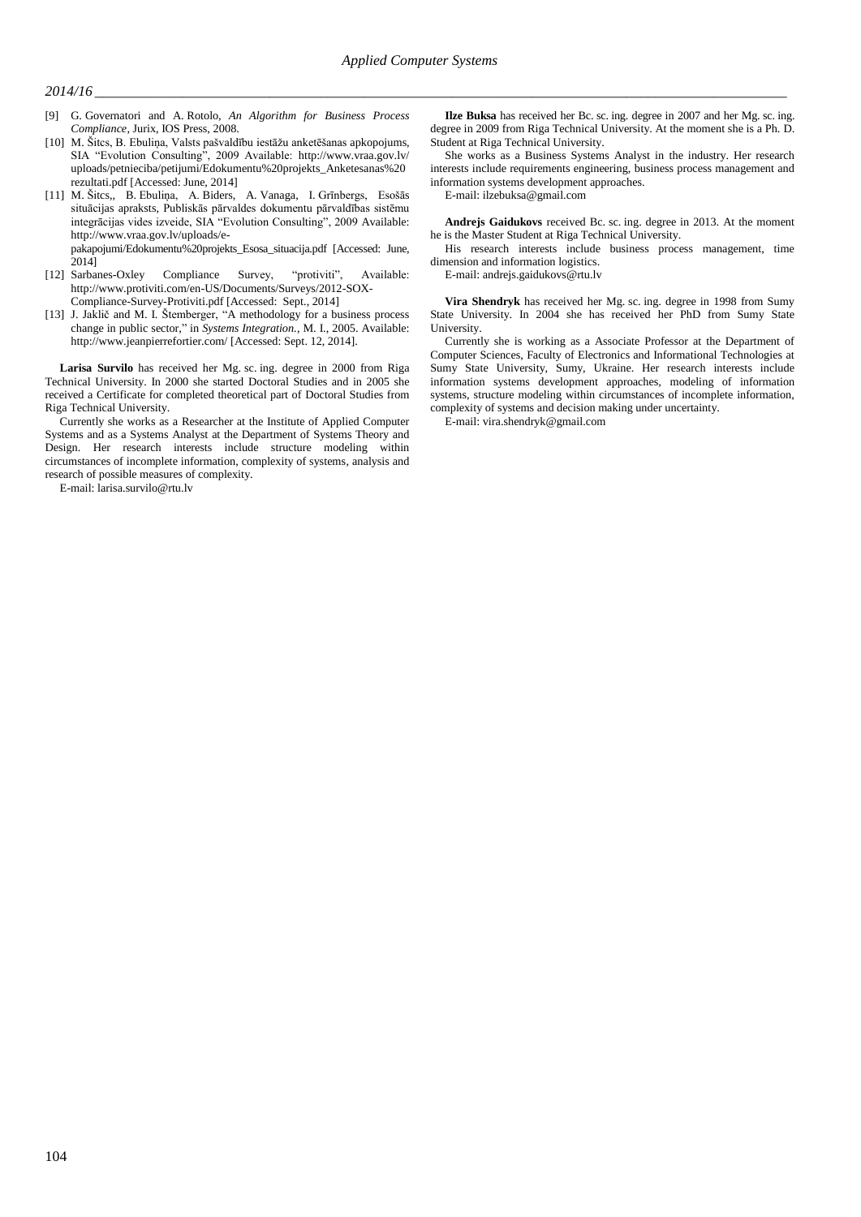[9] G. Governatori and A. Rotolo, *An Algorithm for Business Process Compliance*, Jurix, IOS Press, 2008.

[10] M. Šitcs, B. Ebuliņa, Valsts pašvaldību iestāžu anketēšanas apkopojums, SIA "Evolution Consulting", 2009 Available: http://www.vraa.gov.lv/uploads/petnieciba/petijumi/Edokumentu%20projekts_Anketesanas%20rezultati.pdf [Accessed: June, 2014]

[11] M. Šitcs,, B. Ebuliņa, A. Biders, A. Vanaga, I. Grīnbergs, Esošās situācijas apraksts, Publiskās pārvaldes dokumentu pārvaldības sistēmu integrācijas vides izveide, SIA "Evolution Consulting", 2009 Available: http://www.vraa.gov.lv/uploads/e-pakapojumi/Edokumentu%20projekts_Esosa_situacija.pdf [Accessed: June, 2014]

[12] Sarbanes-Oxley Compliance Survey, "protiviti", Available: http://www.protiviti.com/en-US/Documents/Surveys/2012-SOX-Compliance-Survey-Protiviti.pdf [Accessed: Sept., 2014]

[13] J. Jaklič and M. I. Štemberger, "A methodology for a business process change in public sector," in *Systems Integration.*, M. I., 2005. Available: http://www.jeanpierrefortier.com/ [Accessed: Sept. 12, 2014].

**Larisa Survilo** has received her Mg. sc. ing. degree in 2000 from Riga Technical University. In 2000 she started Doctoral Studies and in 2005 she received a Certificate for completed theoretical part of Doctoral Studies from Riga Technical University.

Currently she works as a Researcher at the Institute of Applied Computer Systems and as a Systems Analyst at the Department of Systems Theory and Design. Her research interests include structure modeling within circumstances of incomplete information, complexity of systems, analysis and research of possible measures of complexity.

E-mail: larisa.survilo@rtu.lv

**Ilze Buksa** has received her Bc. sc. ing. degree in 2007 and her Mg. sc. ing. degree in 2009 from Riga Technical University. At the moment she is a Ph. D. Student at Riga Technical University.

She works as a Business Systems Analyst in the industry. Her research interests include requirements engineering, business process management and information systems development approaches.

E-mail: ilzebuksa@gmail.com

**Andrejs Gaidukovs** received Bc. sc. ing. degree in 2013. At the moment he is the Master Student at Riga Technical University.

His research interests include business process management, time dimension and information logistics.

E-mail: andrejs.gaidukovs@rtu.lv

**Vira Shendryk** has received her Mg. sc. ing. degree in 1998 from Sumy State University. In 2004 she has received her PhD from Sumy State University.

Currently she is working as a Associate Professor at the Department of Computer Sciences, Faculty of Electronics and Informational Technologies at Sumy State University, Sumy, Ukraine. Her research interests include information systems development approaches, modeling of information systems, structure modeling within circumstances of incomplete information, complexity of systems and decision making under uncertainty.

E-mail: vira.shendryk@gmail.com